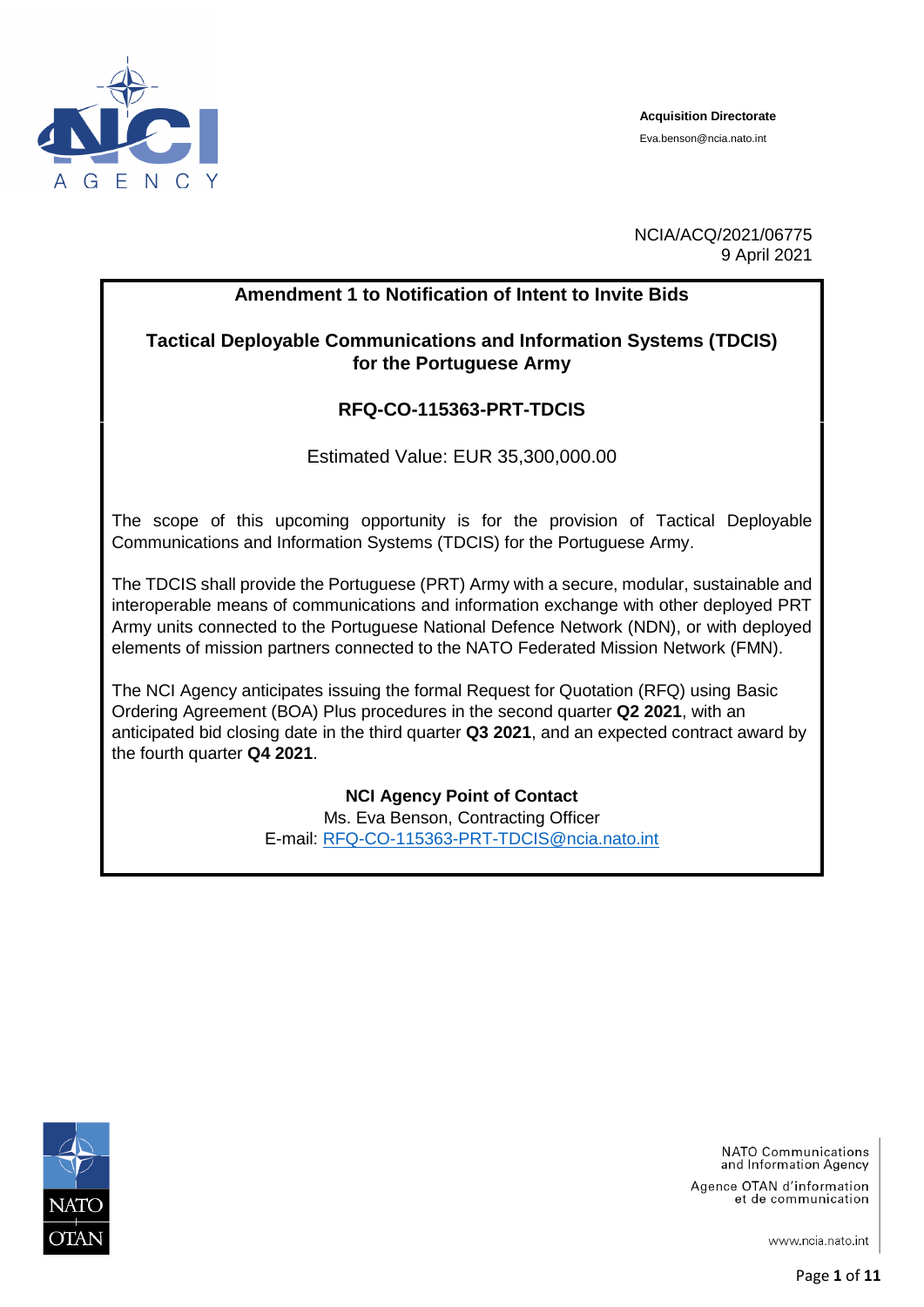**Acquisition Directorate**
Eva.benson@ncia.nato.int

NCIA/ACQ/2021/06775
9 April 2021

## Amendment 1 to Notification of Intent to Invite Bids

## Tactical Deployable Communications and Information Systems (TDCIS) for the Portuguese Army

## RFQ-CO-115363-PRT-TDCIS

Estimated Value: EUR 35,300,000.00

The scope of this upcoming opportunity is for the provision of Tactical Deployable Communications and Information Systems (TDCIS) for the Portuguese Army.

The TDCIS shall provide the Portuguese (PRT) Army with a secure, modular, sustainable and interoperable means of communications and information exchange with other deployed PRT Army units connected to the Portuguese National Defence Network (NDN), or with deployed elements of mission partners connected to the NATO Federated Mission Network (FMN).

The NCI Agency anticipates issuing the formal Request for Quotation (RFQ) using Basic Ordering Agreement (BOA) Plus procedures in the second quarter **Q2 2021**, with an anticipated bid closing date in the third quarter **Q3 2021**, and an expected contract award by the fourth quarter **Q4 2021**.

**NCI Agency Point of Contact**
Ms. Eva Benson, Contracting Officer
E-mail: RFQ-CO-115363-PRT-TDCIS@ncia.nato.int

NATO Communications and Information Agency
Agence OTAN d'information et de communication
www.ncia.nato.int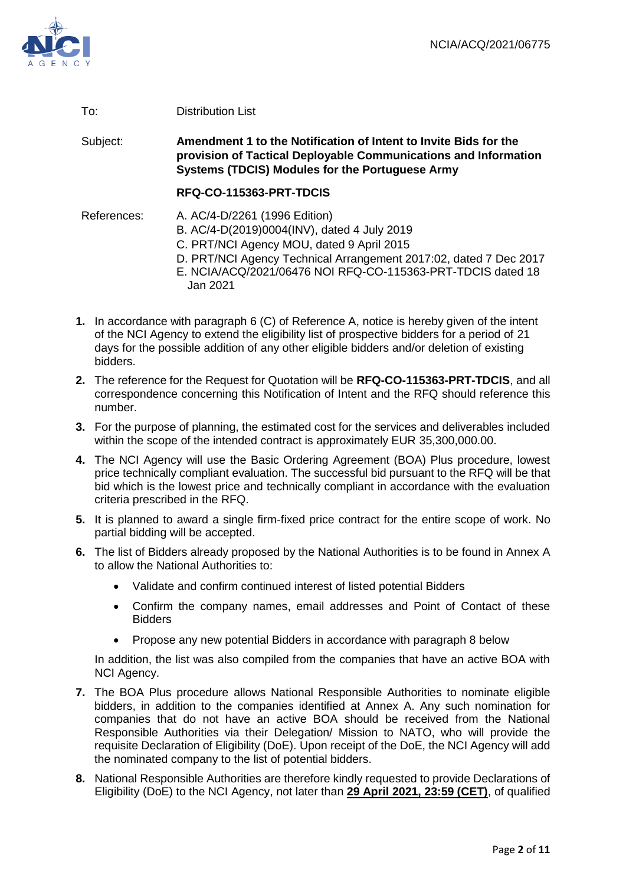To: Distribution List

Subject: **Amendment 1 to the Notification of Intent to Invite Bids for the provision of Tactical Deployable Communications and Information Systems (TDCIS) Modules for the Portuguese Army**

**RFQ-CO-115363-PRT-TDCIS**

References:
A. AC/4-D/2261 (1996 Edition)
B. AC/4-D(2019)0004(INV), dated 4 July 2019
C. PRT/NCI Agency MOU, dated 9 April 2015
D. PRT/NCI Agency Technical Arrangement 2017:02, dated 7 Dec 2017
E. NCIA/ACQ/2021/06476 NOI RFQ-CO-115363-PRT-TDCIS dated 18 Jan 2021

1. In accordance with paragraph 6 (C) of Reference A, notice is hereby given of the intent of the NCI Agency to extend the eligibility list of prospective bidders for a period of 21 days for the possible addition of any other eligible bidders and/or deletion of existing bidders.

2. The reference for the Request for Quotation will be **RFQ-CO-115363-PRT-TDCIS**, and all correspondence concerning this Notification of Intent and the RFQ should reference this number.

3. For the purpose of planning, the estimated cost for the services and deliverables included within the scope of the intended contract is approximately EUR 35,300,000.00.

4. The NCI Agency will use the Basic Ordering Agreement (BOA) Plus procedure, lowest price technically compliant evaluation. The successful bid pursuant to the RFQ will be that bid which is the lowest price and technically compliant in accordance with the evaluation criteria prescribed in the RFQ.

5. It is planned to award a single firm-fixed price contract for the entire scope of work. No partial bidding will be accepted.

6. The list of Bidders already proposed by the National Authorities is to be found in Annex A to allow the National Authorities to:

   - Validate and confirm continued interest of listed potential Bidders
   - Confirm the company names, email addresses and Point of Contact of these Bidders
   - Propose any new potential Bidders in accordance with paragraph 8 below

   In addition, the list was also compiled from the companies that have an active BOA with NCI Agency.

7. The BOA Plus procedure allows National Responsible Authorities to nominate eligible bidders, in addition to the companies identified at Annex A. Any such nomination for companies that do not have an active BOA should be received from the National Responsible Authorities via their Delegation/ Mission to NATO, who will provide the requisite Declaration of Eligibility (DoE). Upon receipt of the DoE, the NCI Agency will add the nominated company to the list of potential bidders.

8. National Responsible Authorities are therefore kindly requested to provide Declarations of Eligibility (DoE) to the NCI Agency, not later than **29 April 2021, 23:59 (CET)**, of qualified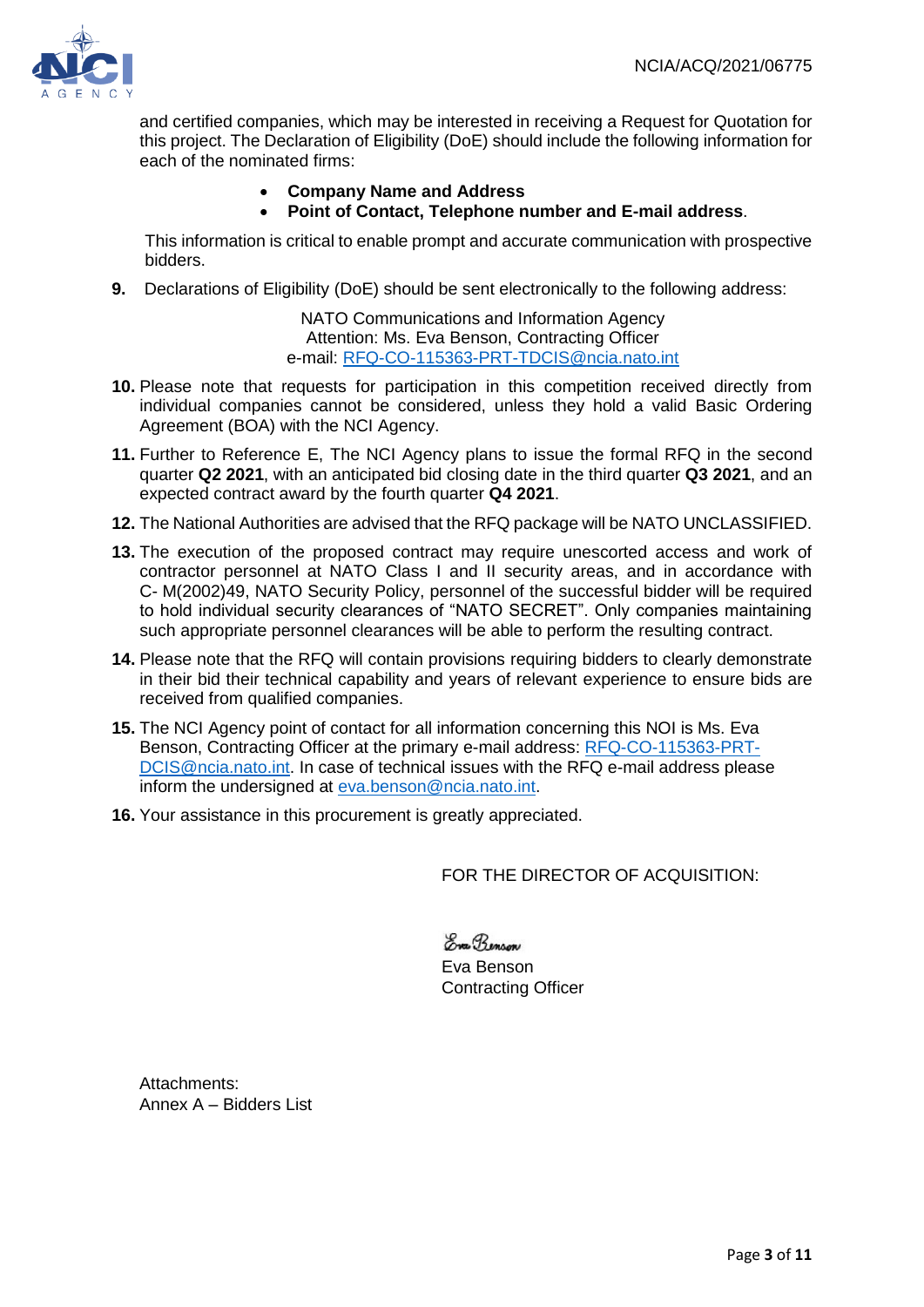and certified companies, which may be interested in receiving a Request for Quotation for this project. The Declaration of Eligibility (DoE) should include the following information for each of the nominated firms:

- **Company Name and Address**
- **Point of Contact, Telephone number and E-mail address**.

This information is critical to enable prompt and accurate communication with prospective bidders.

**9.** Declarations of Eligibility (DoE) should be sent electronically to the following address:

NATO Communications and Information Agency
Attention: Ms. Eva Benson, Contracting Officer
e-mail: RFQ-CO-115363-PRT-TDCIS@ncia.nato.int

**10.** Please note that requests for participation in this competition received directly from individual companies cannot be considered, unless they hold a valid Basic Ordering Agreement (BOA) with the NCI Agency.

**11.** Further to Reference E, The NCI Agency plans to issue the formal RFQ in the second quarter **Q2 2021**, with an anticipated bid closing date in the third quarter **Q3 2021**, and an expected contract award by the fourth quarter **Q4 2021**.

**12.** The National Authorities are advised that the RFQ package will be NATO UNCLASSIFIED.

**13.** The execution of the proposed contract may require unescorted access and work of contractor personnel at NATO Class I and II security areas, and in accordance with C- M(2002)49, NATO Security Policy, personnel of the successful bidder will be required to hold individual security clearances of "NATO SECRET". Only companies maintaining such appropriate personnel clearances will be able to perform the resulting contract.

**14.** Please note that the RFQ will contain provisions requiring bidders to clearly demonstrate in their bid their technical capability and years of relevant experience to ensure bids are received from qualified companies.

**15.** The NCI Agency point of contact for all information concerning this NOI is Ms. Eva Benson, Contracting Officer at the primary e-mail address: RFQ-CO-115363-PRT-DCIS@ncia.nato.int. In case of technical issues with the RFQ e-mail address please inform the undersigned at eva.benson@ncia.nato.int.

**16.** Your assistance in this procurement is greatly appreciated.

FOR THE DIRECTOR OF ACQUISITION:

Eva Benson

Eva Benson
Contracting Officer

Attachments:
Annex A – Bidders List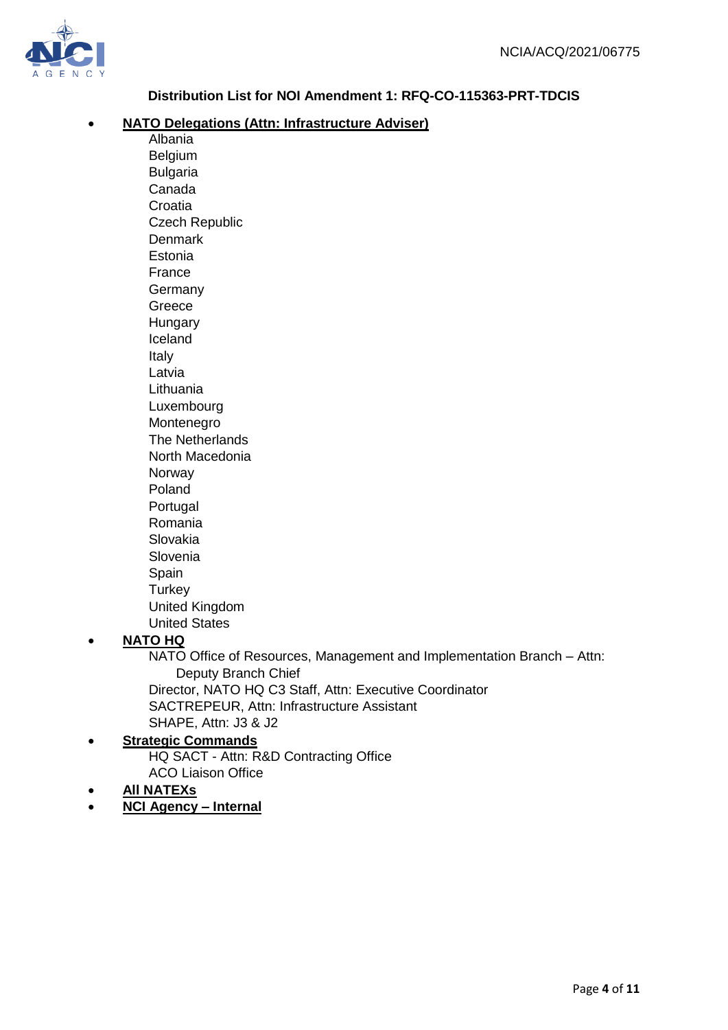**Distribution List for NOI Amendment 1: RFQ-CO-115363-PRT-TDCIS**

- **NATO Delegations (Attn: Infrastructure Adviser)**
  - Albania
  - Belgium
  - Bulgaria
  - Canada
  - Croatia
  - Czech Republic
  - Denmark
  - Estonia
  - France
  - Germany
  - Greece
  - Hungary
  - Iceland
  - Italy
  - Latvia
  - Lithuania
  - Luxembourg
  - Montenegro
  - The Netherlands
  - North Macedonia
  - Norway
  - Poland
  - Portugal
  - Romania
  - Slovakia
  - Slovenia
  - Spain
  - Turkey
  - United Kingdom
  - United States
- **NATO HQ**
  - NATO Office of Resources, Management and Implementation Branch – Attn: Deputy Branch Chief
  - Director, NATO HQ C3 Staff, Attn: Executive Coordinator
  - SACTREPEUR, Attn: Infrastructure Assistant
  - SHAPE, Attn: J3 & J2
- **Strategic Commands**
  - HQ SACT - Attn: R&D Contracting Office
  - ACO Liaison Office
- **All NATEXs**
- **NCI Agency – Internal**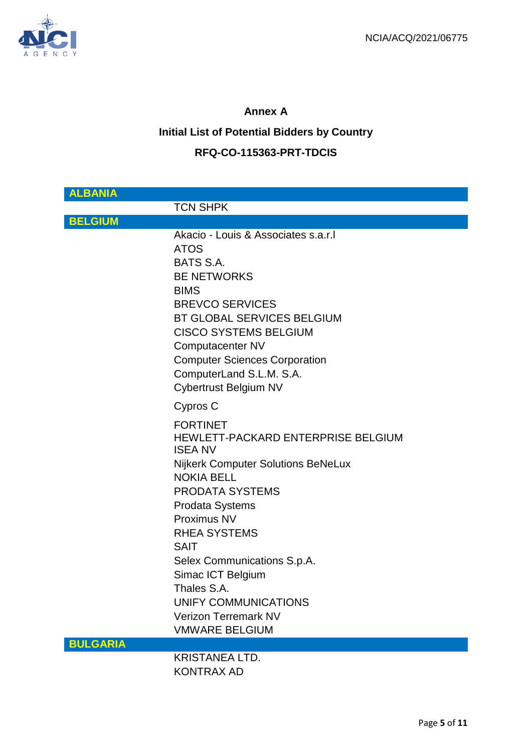# Annex A

## Initial List of Potential Bidders by Country

## RFQ-CO-115363-PRT-TDCIS

| ALBANIA | |
|---|---|
| | TCN SHPK |
| **BELGIUM** | |
| | Akacio - Louis & Associates s.a.r.l |
| | ATOS |
| | BATS S.A. |
| | BE NETWORKS |
| | BIMS |
| | BREVCO SERVICES |
| | BT GLOBAL SERVICES BELGIUM |
| | CISCO SYSTEMS BELGIUM |
| | Computacenter NV |
| | Computer Sciences Corporation |
| | ComputerLand S.L.M. S.A. |
| | Cybertrust Belgium NV |
| | Cypros C |
| | FORTINET |
| | HEWLETT-PACKARD ENTERPRISE BELGIUM |
| | ISEA NV |
| | Nijkerk Computer Solutions BeNeLux |
| | NOKIA BELL |
| | PRODATA SYSTEMS |
| | Prodata Systems |
| | Proximus NV |
| | RHEA SYSTEMS |
| | SAIT |
| | Selex Communications S.p.A. |
| | Simac ICT Belgium |
| | Thales S.A. |
| | UNIFY COMMUNICATIONS |
| | Verizon Terremark NV |
| | VMWARE BELGIUM |
| **BULGARIA** | |
| | KRISTANEA LTD. |
| | KONTRAX AD |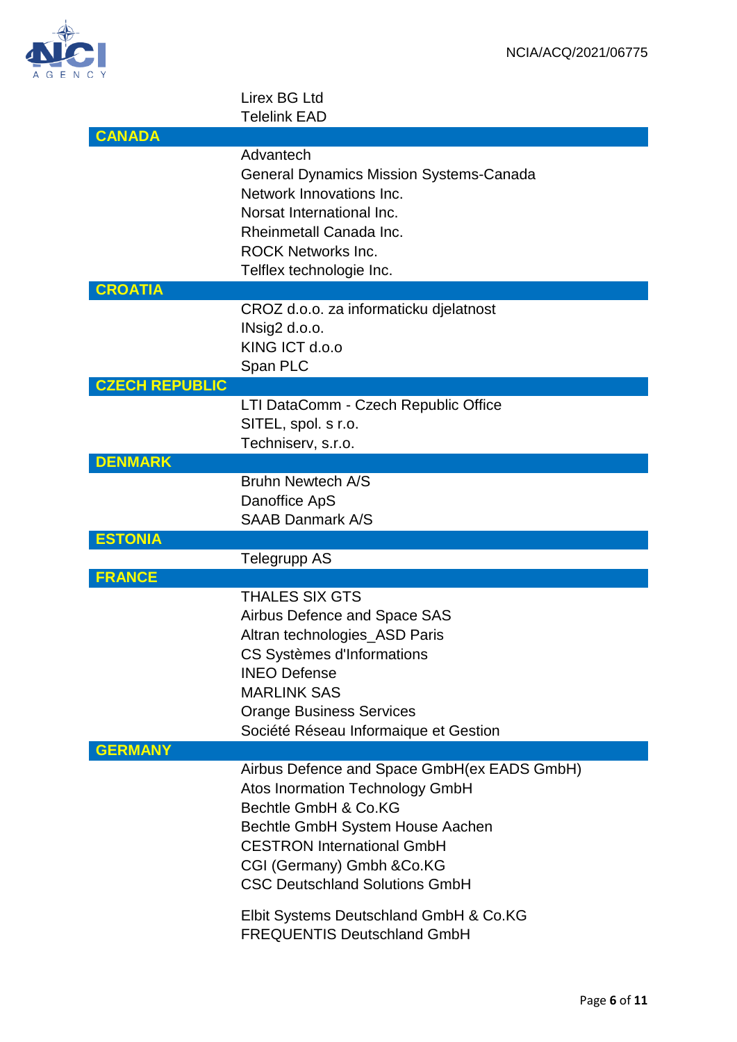Lirex BG Ltd
Telelink EAD

| CANADA | |
|---|---|
| | Advantech |
| | General Dynamics Mission Systems-Canada |
| | Network Innovations Inc. |
| | Norsat International Inc. |
| | Rheinmetall Canada Inc. |
| | ROCK Networks Inc. |
| | Telflex technologie Inc. |
| **CROATIA** | |
| | CROZ d.o.o. za informaticku djelatnost |
| | INsig2 d.o.o. |
| | KING ICT d.o.o |
| | Span PLC |
| **CZECH REPUBLIC** | |
| | LTI DataComm - Czech Republic Office |
| | SITEL, spol. s r.o. |
| | Techniserv, s.r.o. |
| **DENMARK** | |
| | Bruhn Newtech A/S |
| | Danoffice ApS |
| | SAAB Danmark A/S |
| **ESTONIA** | |
| | Telegrupp AS |
| **FRANCE** | |
| | THALES SIX GTS |
| | Airbus Defence and Space SAS |
| | Altran technologies_ASD Paris |
| | CS Systèmes d'Informations |
| | INEO Defense |
| | MARLINK SAS |
| | Orange Business Services |
| | Société Réseau Informaique et Gestion |
| **GERMANY** | |
| | Airbus Defence and Space GmbH(ex EADS GmbH) |
| | Atos Inormation Technology GmbH |
| | Bechtle GmbH & Co.KG |
| | Bechtle GmbH System House Aachen |
| | CESTRON International GmbH |
| | CGI (Germany) Gmbh &Co.KG |
| | CSC Deutschland Solutions GmbH |
| | Elbit Systems Deutschland GmbH & Co.KG |
| | FREQUENTIS Deutschland GmbH |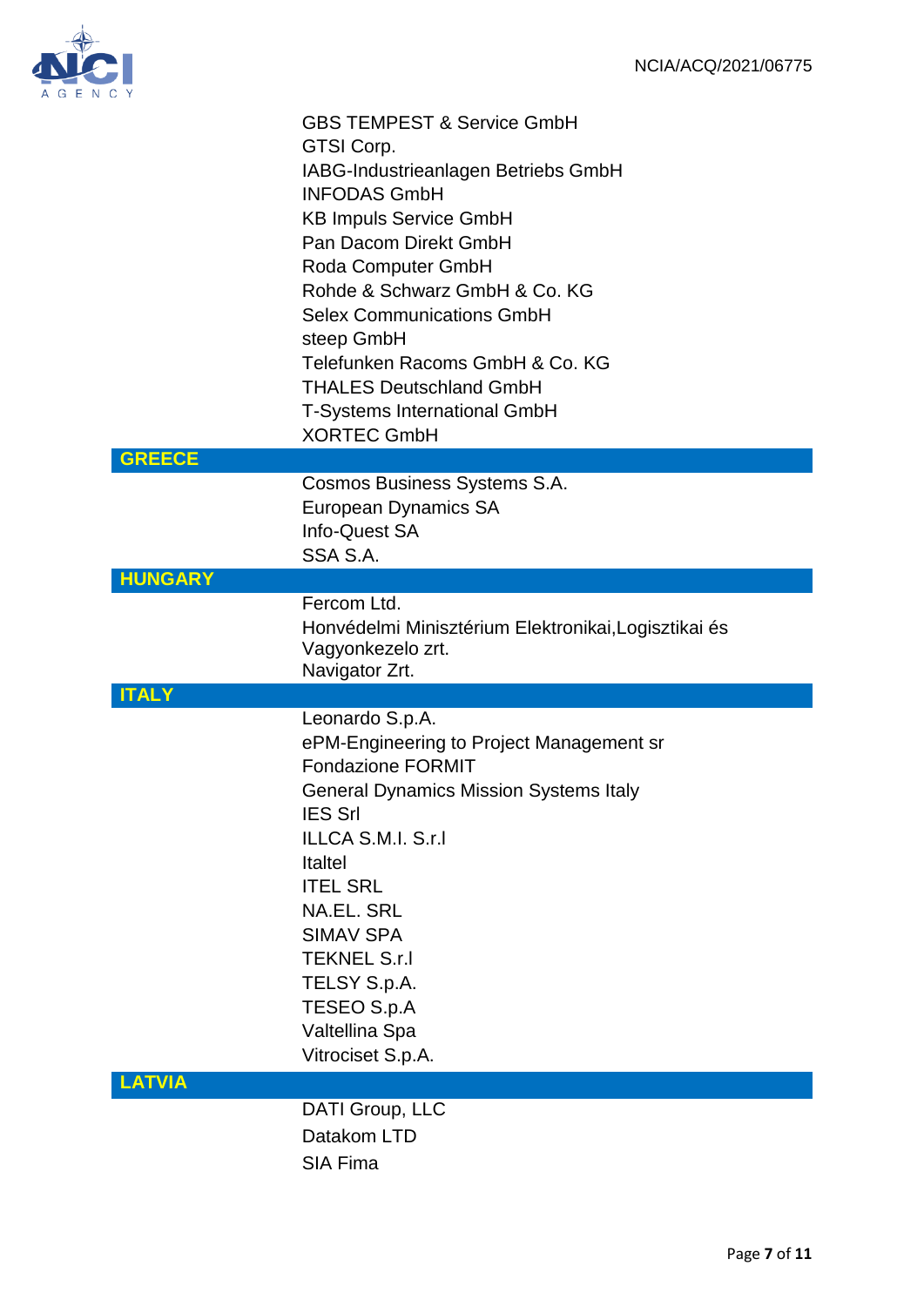GBS TEMPEST & Service GmbH
GTSI Corp.
IABG-Industrieanlagen Betriebs GmbH
INFODAS GmbH
KB Impuls Service GmbH
Pan Dacom Direkt GmbH
Roda Computer GmbH
Rohde & Schwarz GmbH & Co. KG
Selex Communications GmbH
steep GmbH
Telefunken Racoms GmbH & Co. KG
THALES Deutschland GmbH
T-Systems International GmbH
XORTEC GmbH

## GREECE

Cosmos Business Systems S.A.
European Dynamics SA
Info-Quest SA
SSA S.A.

## HUNGARY

Fercom Ltd.
Honvédelmi Minisztérium Elektronikai,Logisztikai és Vagyonkezelo zrt.
Navigator Zrt.

## ITALY

Leonardo S.p.A.
ePM-Engineering to Project Management sr
Fondazione FORMIT
General Dynamics Mission Systems Italy
IES Srl
ILLCA S.M.I. S.r.l
Italtel
ITEL SRL
NA.EL. SRL
SIMAV SPA
TEKNEL S.r.l
TELSY S.p.A.
TESEO S.p.A
Valtellina Spa
Vitrociset S.p.A.

## LATVIA

DATI Group, LLC
Datakom LTD
SIA Fima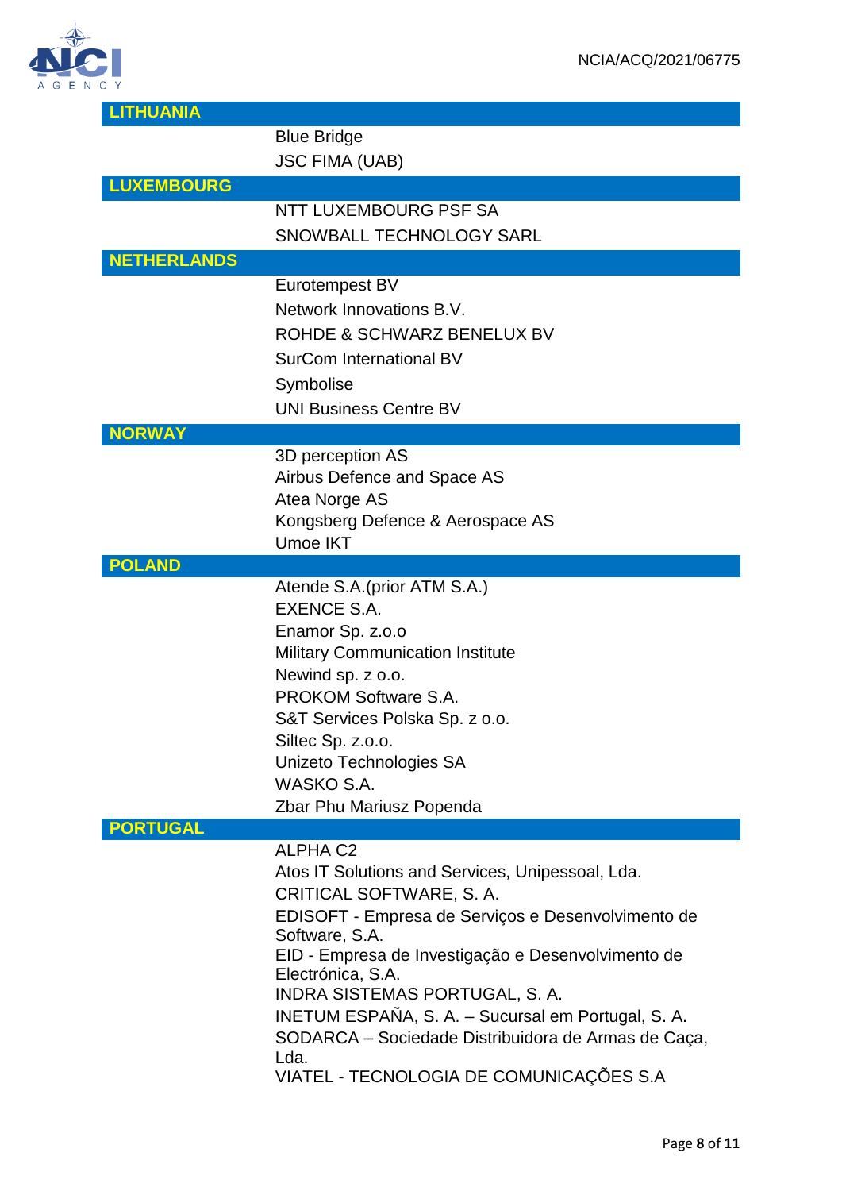| LITHUANIA | |
|---|---|
| | Blue Bridge |
| | JSC FIMA (UAB) |
| **LUXEMBOURG** | |
| | NTT LUXEMBOURG PSF SA |
| | SNOWBALL TECHNOLOGY SARL |
| **NETHERLANDS** | |
| | Eurotempest BV |
| | Network Innovations B.V. |
| | ROHDE & SCHWARZ BENELUX BV |
| | SurCom International BV |
| | Symbolise |
| | UNI Business Centre BV |
| **NORWAY** | |
| | 3D perception AS |
| | Airbus Defence and Space AS |
| | Atea Norge AS |
| | Kongsberg Defence & Aerospace AS |
| | Umoe IKT |
| **POLAND** | |
| | Atende S.A.(prior ATM S.A.) |
| | EXENCE S.A. |
| | Enamor Sp. z.o.o |
| | Military Communication Institute |
| | Newind sp. z o.o. |
| | PROKOM Software S.A. |
| | S&T Services Polska Sp. z o.o. |
| | Siltec Sp. z.o.o. |
| | Unizeto Technologies SA |
| | WASKO S.A. |
| | Zbar Phu Mariusz Popenda |
| **PORTUGAL** | |
| | ALPHA C2 |
| | Atos IT Solutions and Services, Unipessoal, Lda. |
| | CRITICAL SOFTWARE, S. A. |
| | EDISOFT - Empresa de Serviços e Desenvolvimento de Software, S.A. |
| | EID - Empresa de Investigação e Desenvolvimento de Electrónica, S.A. |
| | INDRA SISTEMAS PORTUGAL, S. A. |
| | INETUM ESPAÑA, S. A. – Sucursal em Portugal, S. A. |
| | SODARCA – Sociedade Distribuidora de Armas de Caça, Lda. |
| | VIATEL - TECNOLOGIA DE COMUNICAÇÕES S.A |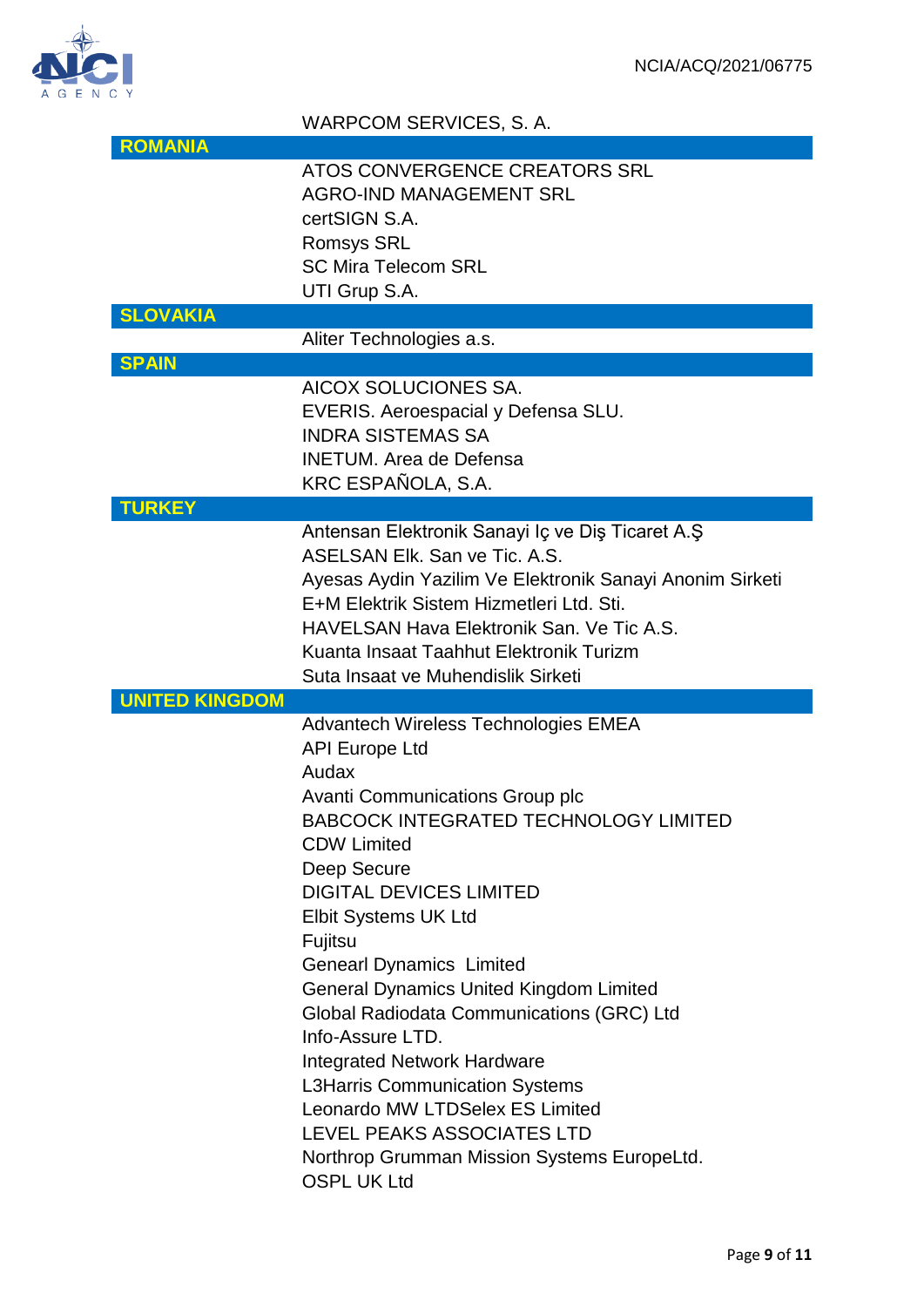| | |
|---|---|
| | WARPCOM SERVICES, S. A. |
| **ROMANIA** | |
| | ATOS CONVERGENCE CREATORS SRL |
| | AGRO-IND MANAGEMENT SRL |
| | certSIGN S.A. |
| | Romsys SRL |
| | SC Mira Telecom SRL |
| | UTI Grup S.A. |
| **SLOVAKIA** | |
| | Aliter Technologies a.s. |
| **SPAIN** | |
| | AICOX SOLUCIONES SA. |
| | EVERIS. Aeroespacial y Defensa SLU. |
| | INDRA SISTEMAS SA |
| | INETUM. Area de Defensa |
| | KRC ESPAÑOLA, S.A. |
| **TURKEY** | |
| | Antensan Elektronik Sanayi Iç ve Diş Ticaret A.Ş |
| | ASELSAN Elk. San ve Tic. A.S. |
| | Ayesas Aydin Yazilim Ve Elektronik Sanayi Anonim Sirketi |
| | E+M Elektrik Sistem Hizmetleri Ltd. Sti. |
| | HAVELSAN Hava Elektronik San. Ve Tic A.S. |
| | Kuanta Insaat Taahhut Elektronik Turizm |
| | Suta Insaat ve Muhendislik Sirketi |
| **UNITED KINGDOM** | |
| | Advantech Wireless Technologies EMEA |
| | API Europe Ltd |
| | Audax |
| | Avanti Communications Group plc |
| | BABCOCK INTEGRATED TECHNOLOGY LIMITED |
| | CDW Limited |
| | Deep Secure |
| | DIGITAL DEVICES LIMITED |
| | Elbit Systems UK Ltd |
| | Fujitsu |
| | Genearl Dynamics Limited |
| | General Dynamics United Kingdom Limited |
| | Global Radiodata Communications (GRC) Ltd |
| | Info-Assure LTD. |
| | Integrated Network Hardware |
| | L3Harris Communication Systems |
| | Leonardo MW LTDSelex ES Limited |
| | LEVEL PEAKS ASSOCIATES LTD |
| | Northrop Grumman Mission Systems EuropeLtd. |
| | OSPL UK Ltd |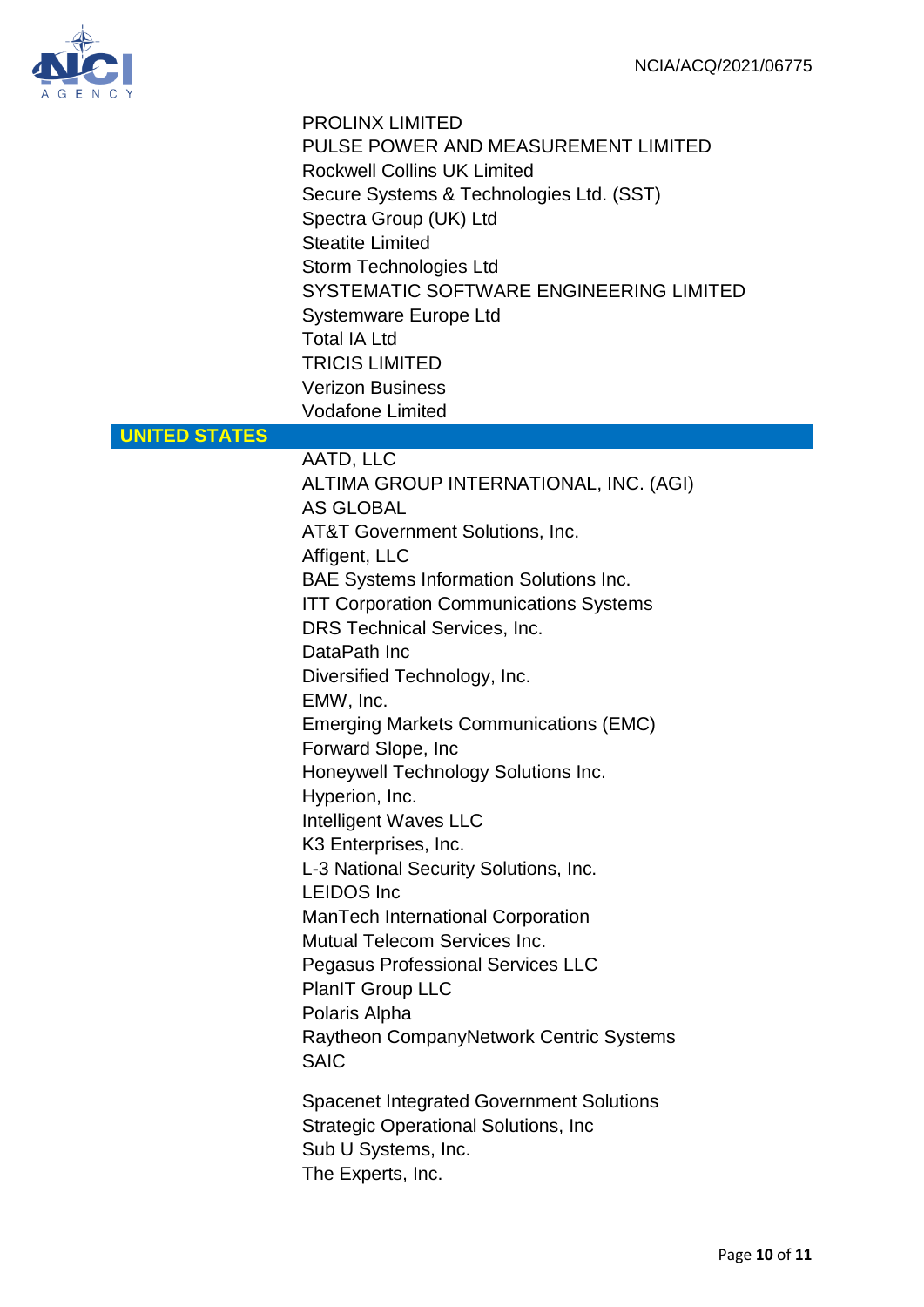PROLINX LIMITED
PULSE POWER AND MEASUREMENT LIMITED
Rockwell Collins UK Limited
Secure Systems & Technologies Ltd. (SST)
Spectra Group (UK) Ltd
Steatite Limited
Storm Technologies Ltd
SYSTEMATIC SOFTWARE ENGINEERING LIMITED
Systemware Europe Ltd
Total IA Ltd
TRICIS LIMITED
Verizon Business
Vodafone Limited

**UNITED STATES**

AATD, LLC
ALTIMA GROUP INTERNATIONAL, INC. (AGI)
AS GLOBAL
AT&T Government Solutions, Inc.
Affigent, LLC
BAE Systems Information Solutions Inc.
ITT Corporation Communications Systems
DRS Technical Services, Inc.
DataPath Inc
Diversified Technology, Inc.
EMW, Inc.
Emerging Markets Communications (EMC)
Forward Slope, Inc
Honeywell Technology Solutions Inc.
Hyperion, Inc.
Intelligent Waves LLC
K3 Enterprises, Inc.
L-3 National Security Solutions, Inc.
LEIDOS Inc
ManTech International Corporation
Mutual Telecom Services Inc.
Pegasus Professional Services LLC
PlanIT Group LLC
Polaris Alpha
Raytheon CompanyNetwork Centric Systems
SAIC

Spacenet Integrated Government Solutions
Strategic Operational Solutions, Inc
Sub U Systems, Inc.
The Experts, Inc.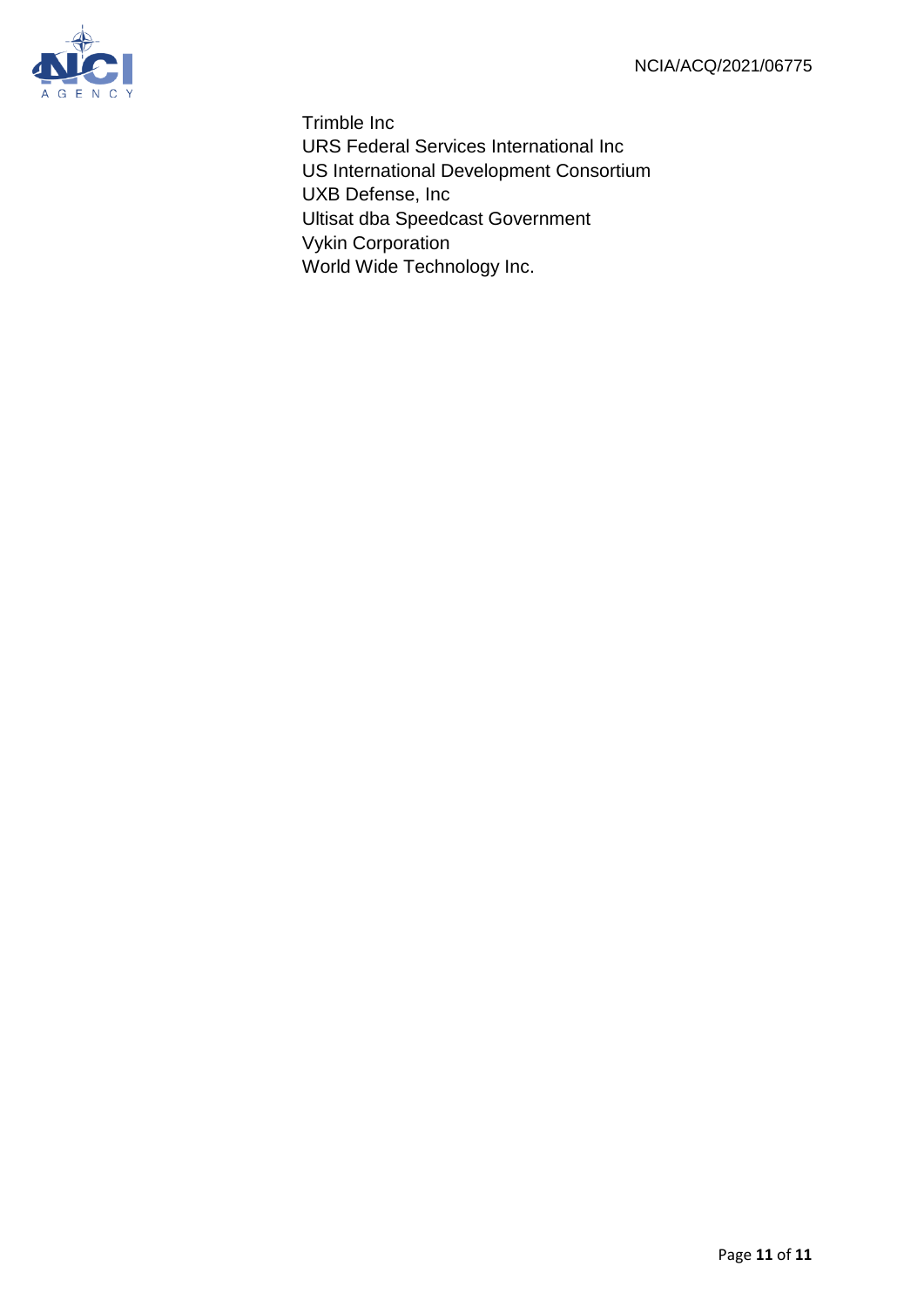Trimble Inc
URS Federal Services International Inc
US International Development Consortium
UXB Defense, Inc
Ultisat dba Speedcast Government
Vykin Corporation
World Wide Technology Inc.